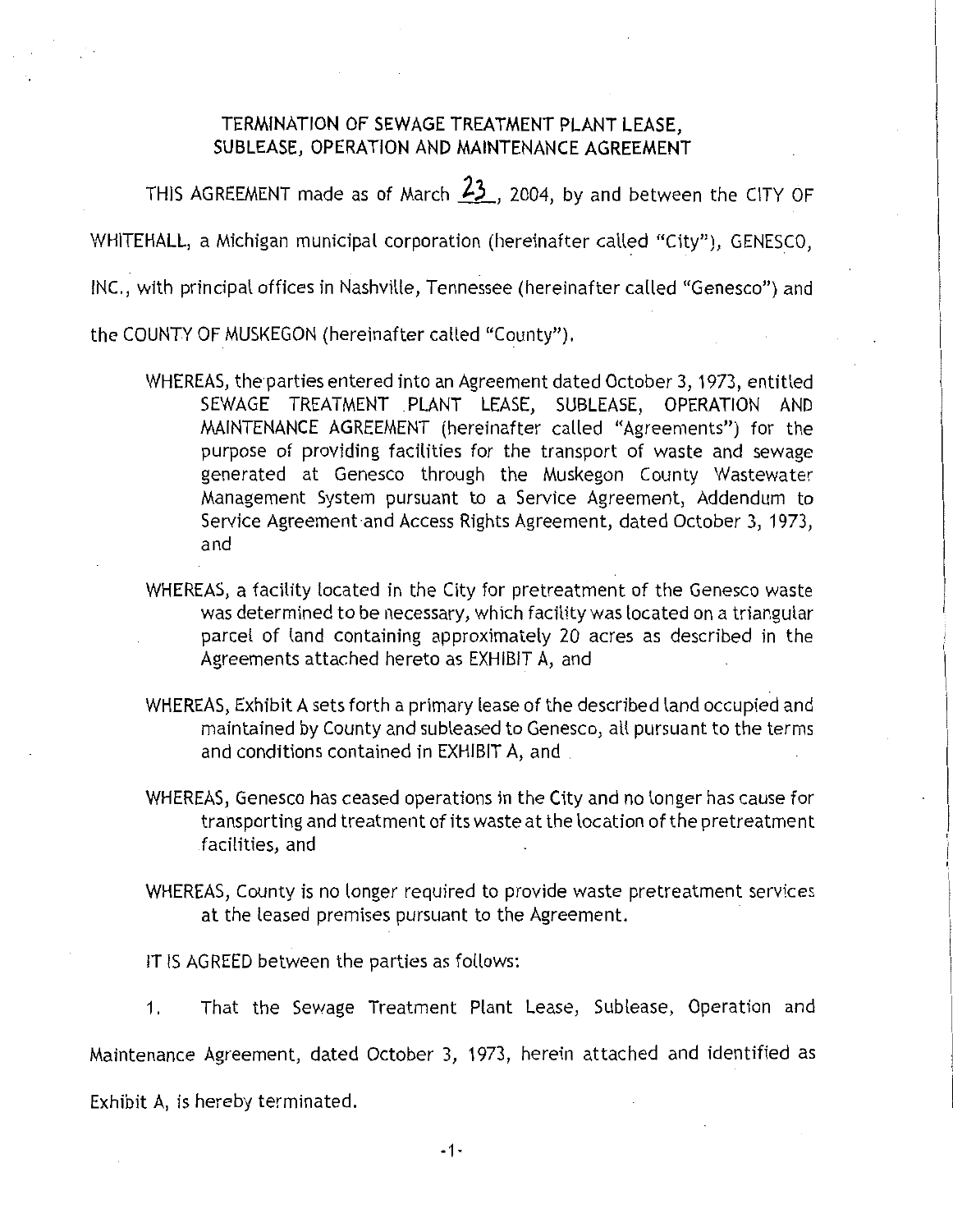# TERMINATION OF SEWAGE TREATMENT PLANT LEASE, SUBLEASE, OPERATION AND MAINTENANCE AGREEMENT

THIS AGREEMENT made as of March 23, 2004, by and between the CITY OF WHITEHALL, a Michigan municipal corporation (hereinafter called "City"), GENESCO, INC., with principal offices in Nashville, Tennessee (hereinafter called "Genesco") and the COUNTY OF MUSKEGON (hereinafter called "County").

WHEREAS, the parties entered into an Agreement dated October 3, 1973, entitled SEWAGE TREATMENT PLANT LEASE, SUBLEASE, OPERATION AND MAINTENANCE AGREEMENT (hereinafter called "Agreements") for the purpose of providing facilities for the transport of waste and sewage generated at Genesco through the Muskegon County Wastewater Management System pursuant to a Service Agreement, Addendum to Service Agreement and Access Rights Agreement, dated October 3, 1973, and

WHEREAS, a facility located in the City for pretreatment of the Genesco waste was determined to be necessary, which facility was located on a triangular parcel of land containing approximately 20 acres as described in the Agreements attached hereto as EXHIBIT A, and

WHEREAS, Exhibit A sets forth a primary lease of the described land occupied and maintained by County and subleased to Genesco, all pursuant to the terms and conditions contained in EXHIBIT A, and

WHEREAS, Genesco has ceased operations in the City and no longer has cause for transporting and treatment of its waste at the location of the pretreatment facilities, and

WHEREAS, County is no longer required to provide waste pretreatment services at the leased premises pursuant to the Agreement.

IT IS AGREED between the parties as follows:

1. That the Sewage Treatment Plant Lease, Sublease, Operation and Maintenance Agreement, dated October 3, 1973, herein attached and identified as Exhibit A, is hereby terminated.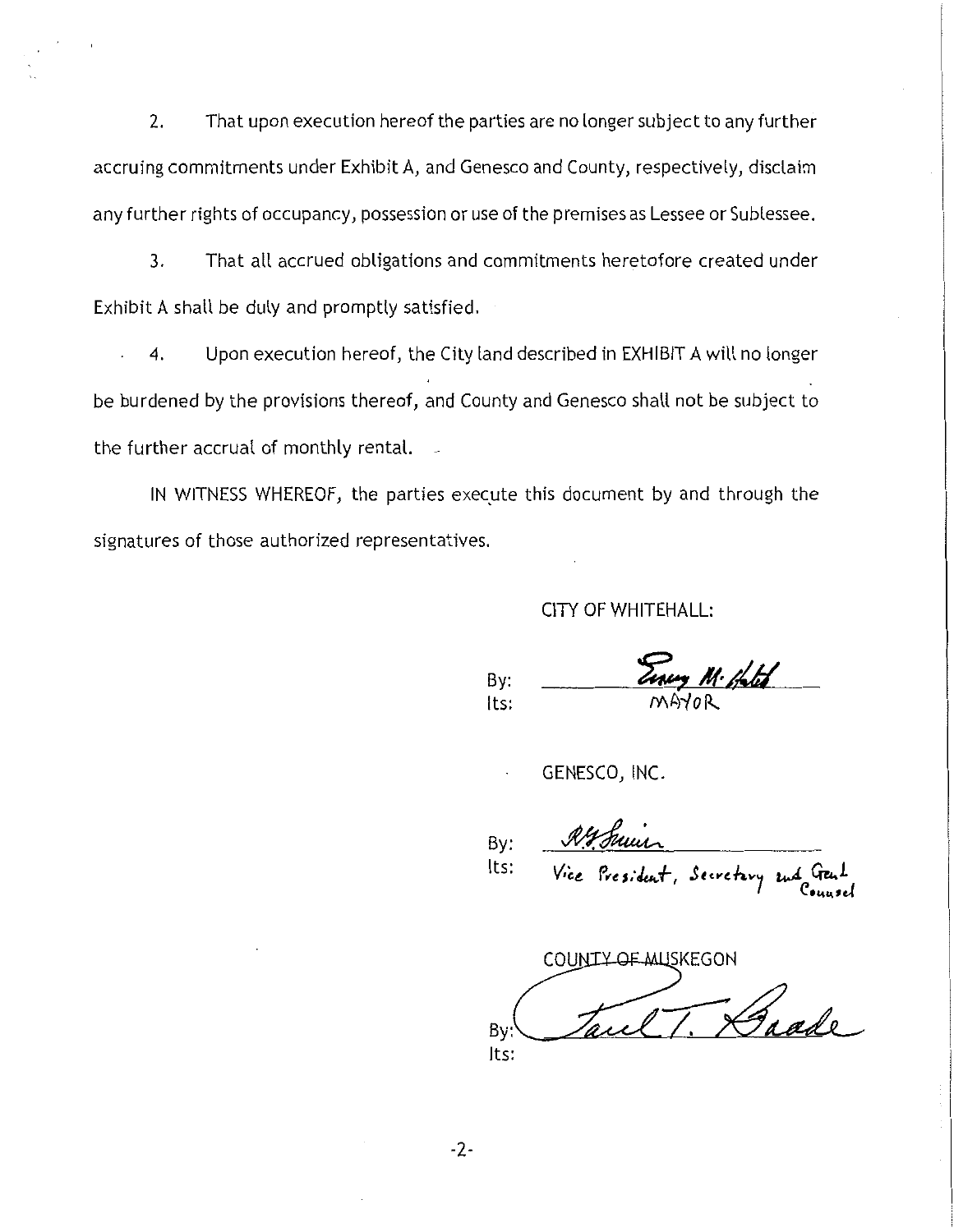2. That upon execution hereof the parties are no longer subject to any further accruing commitments under Exhibit A, and Genesco and County, respectively, disclaim any further rights of occupancy, possession or use of the premises as Lessee or Sublessee.

3. That all accrued obligations and commitments heretofore created under Exhibit A shall be duly and promptly satisfied.

4. Upon execution hereof, the City land described in EXHIBIT A will no longer be burdened by the provisions thereof, and County and Genesco shall not be subject to the further accrual of monthly rental.

IN WITNESS WHEREOF, the parties execute this document by and through the signatures of those authorized representatives.

CITY OF WHITEHALL:

By: *Emery M. Hated*
Its: MAYOR

GENESCO, INC.

By: *R.G. Smith*
Its: Vice President, Secretary and Genl Counsel

COUNTY OF MUSKEGON

By: *Paul T. Baade*
Its: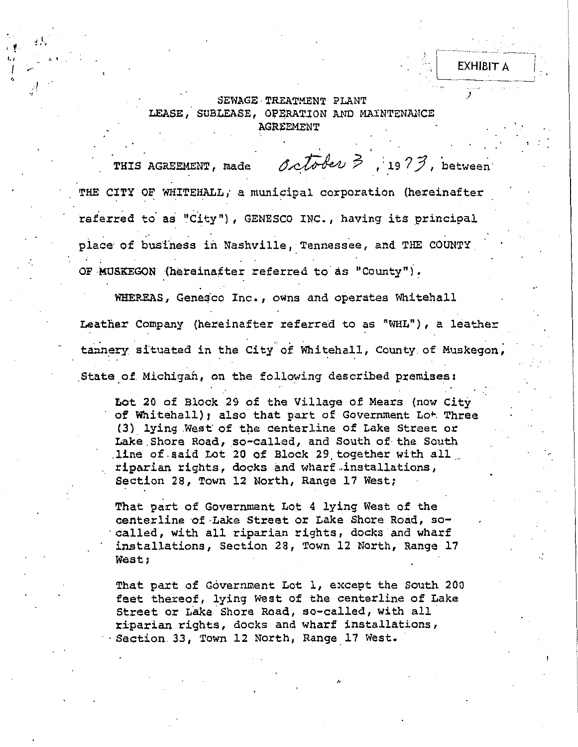EXHIBIT A

SEWAGE TREATMENT PLANT
LEASE, SUBLEASE, OPERATION AND MAINTENANCE
AGREEMENT

THIS AGREEMENT, made *October 3*, 19*73*, between THE CITY OF WHITEHALL, a municipal corporation (hereinafter referred to as "City"), GENESCO INC., having its principal place of business in Nashville, Tennessee, and THE COUNTY OF MUSKEGON (hereinafter referred to as "County").

WHEREAS, Genesco Inc., owns and operates Whitehall Leather Company (hereinafter referred to as "WHL"), a leather tannery situated in the City of Whitehall, County of Muskegon, State of Michigan, on the following described premises:

> Lot 20 of Block 29 of the Village of Mears (now City of Whitehall); also that part of Government Lot Three (3) lying West of the centerline of Lake Street or Lake Shore Road, so-called, and South of the South line of said Lot 20 of Block 29 together with all riparian rights, docks and wharf installations, Section 28, Town 12 North, Range 17 West;
>
> That part of Government Lot 4 lying West of the centerline of Lake Street or Lake Shore Road, so-called, with all riparian rights, docks and wharf installations, Section 28, Town 12 North, Range 17 West;
>
> That part of Government Lot 1, except the South 200 feet thereof, lying West of the centerline of Lake Street or Lake Shore Road, so-called, with all riparian rights, docks and wharf installations, Section 33, Town 12 North, Range 17 West.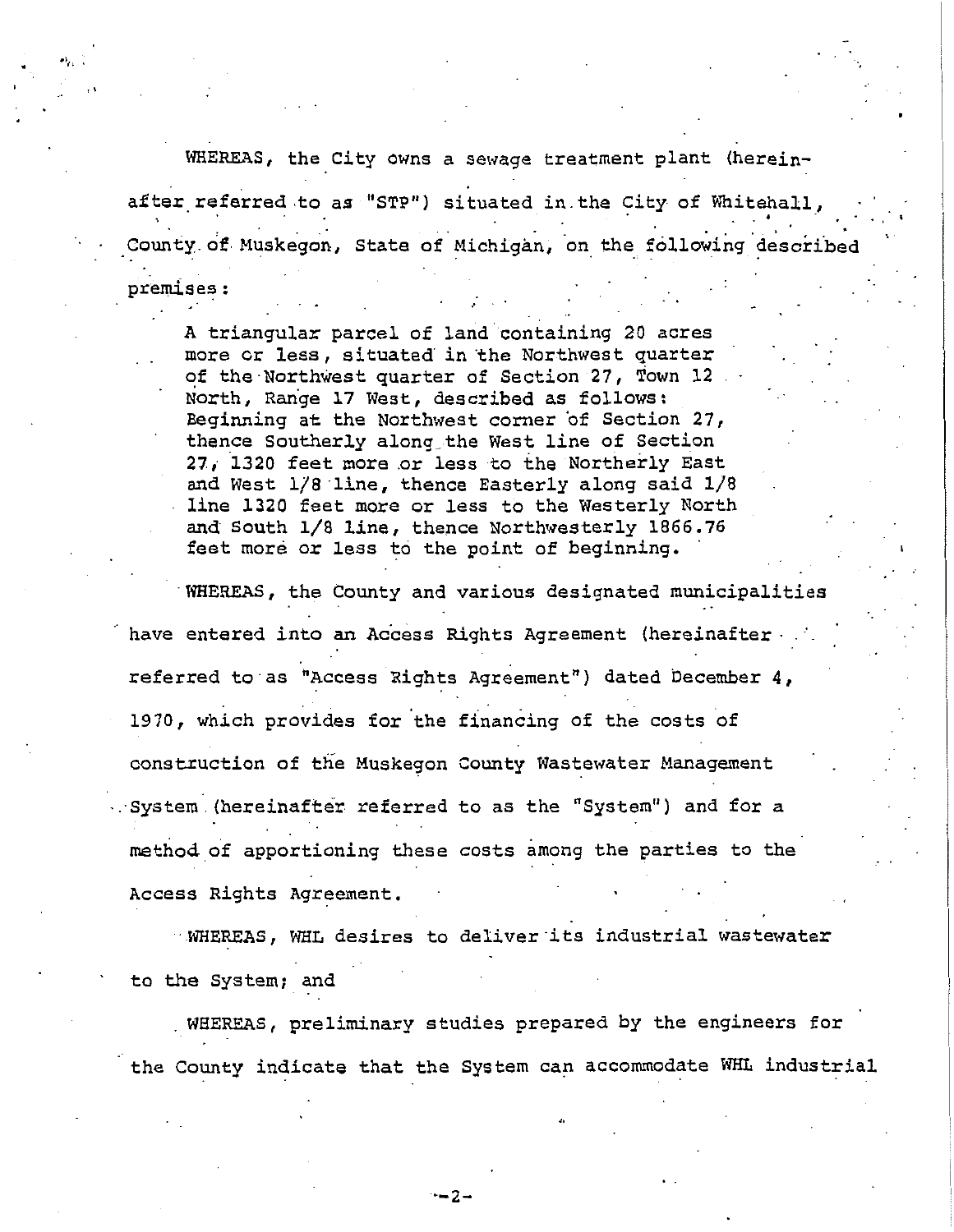WHEREAS, the City owns a sewage treatment plant (hereinafter referred to as "STP") situated in the City of Whitehall, County of Muskegon, State of Michigan, on the following described premises:

> A triangular parcel of land containing 20 acres more or less, situated in the Northwest quarter of the Northwest quarter of Section 27, Town 12 North, Range 17 West, described as follows: Beginning at the Northwest corner of Section 27, thence Southerly along the West line of Section 27, 1320 feet more or less to the Northerly East and West 1/8 line, thence Easterly along said 1/8 line 1320 feet more or less to the Westerly North and South 1/8 line, thence Northwesterly 1866.76 feet more or less to the point of beginning.

WHEREAS, the County and various designated municipalities have entered into an Access Rights Agreement (hereinafter referred to as "Access Rights Agreement") dated December 4, 1970, which provides for the financing of the costs of construction of the Muskegon County Wastewater Management System (hereinafter referred to as the "System") and for a method of apportioning these costs among the parties to the Access Rights Agreement.

WHEREAS, WHL desires to deliver its industrial wastewater to the System; and

WHEREAS, preliminary studies prepared by the engineers for the County indicate that the System can accommodate WHL industrial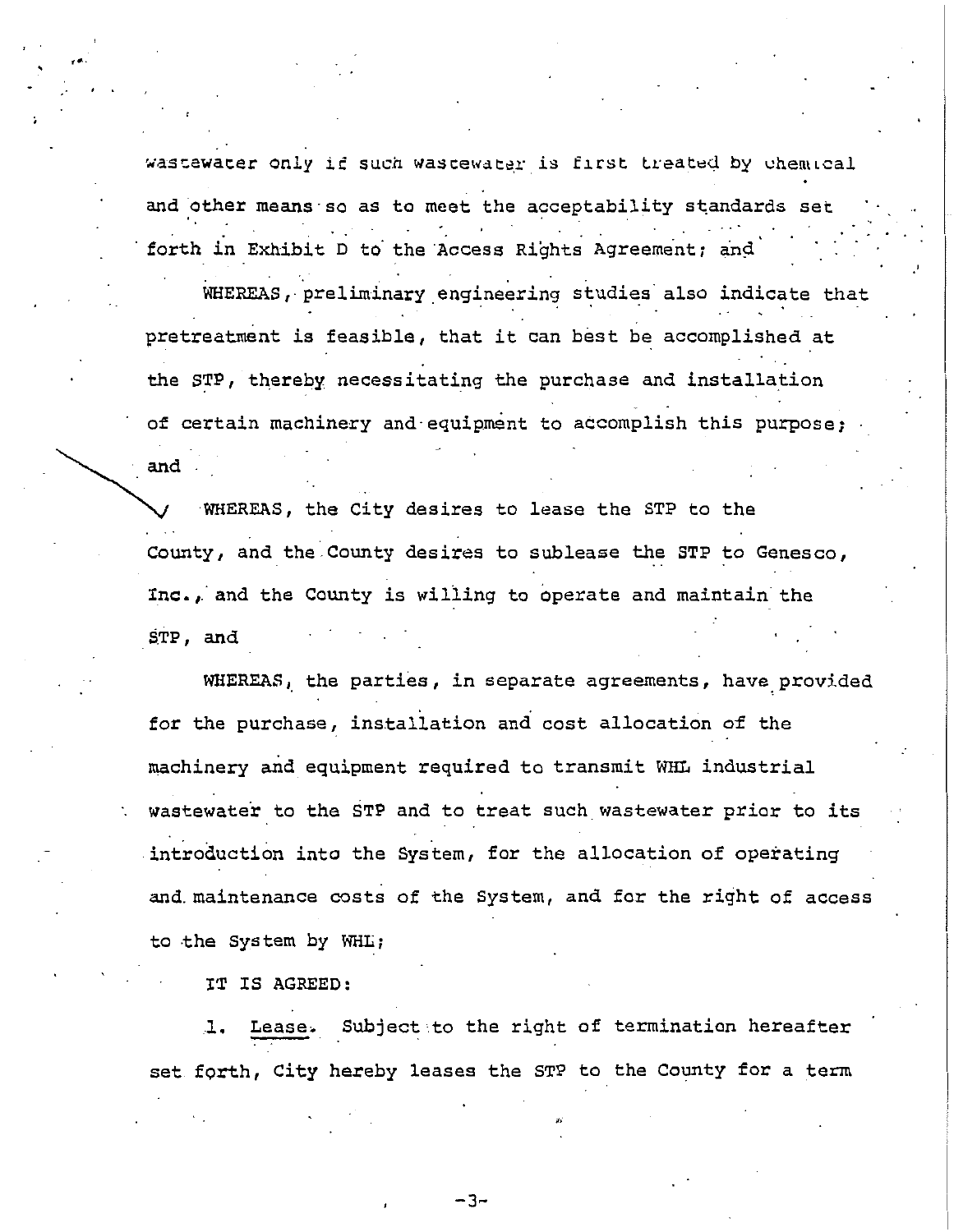wastewater only if such wastewater is first treated by chemical and other means so as to meet the acceptability standards set forth in Exhibit D to the Access Rights Agreement; and

WHEREAS, preliminary engineering studies also indicate that pretreatment is feasible, that it can best be accomplished at the STP, thereby necessitating the purchase and installation of certain machinery and equipment to accomplish this purpose; and

WHEREAS, the City desires to lease the STP to the County, and the County desires to sublease the STP to Genesco, Inc., and the County is willing to operate and maintain the STP, and

WHEREAS, the parties, in separate agreements, have provided for the purchase, installation and cost allocation of the machinery and equipment required to transmit WHL industrial wastewater to the STP and to treat such wastewater prior to its introduction into the System, for the allocation of operating and maintenance costs of the System, and for the right of access to the System by WHL;

IT IS AGREED:

1. Lease. Subject to the right of termination hereafter set forth, City hereby leases the STP to the County for a term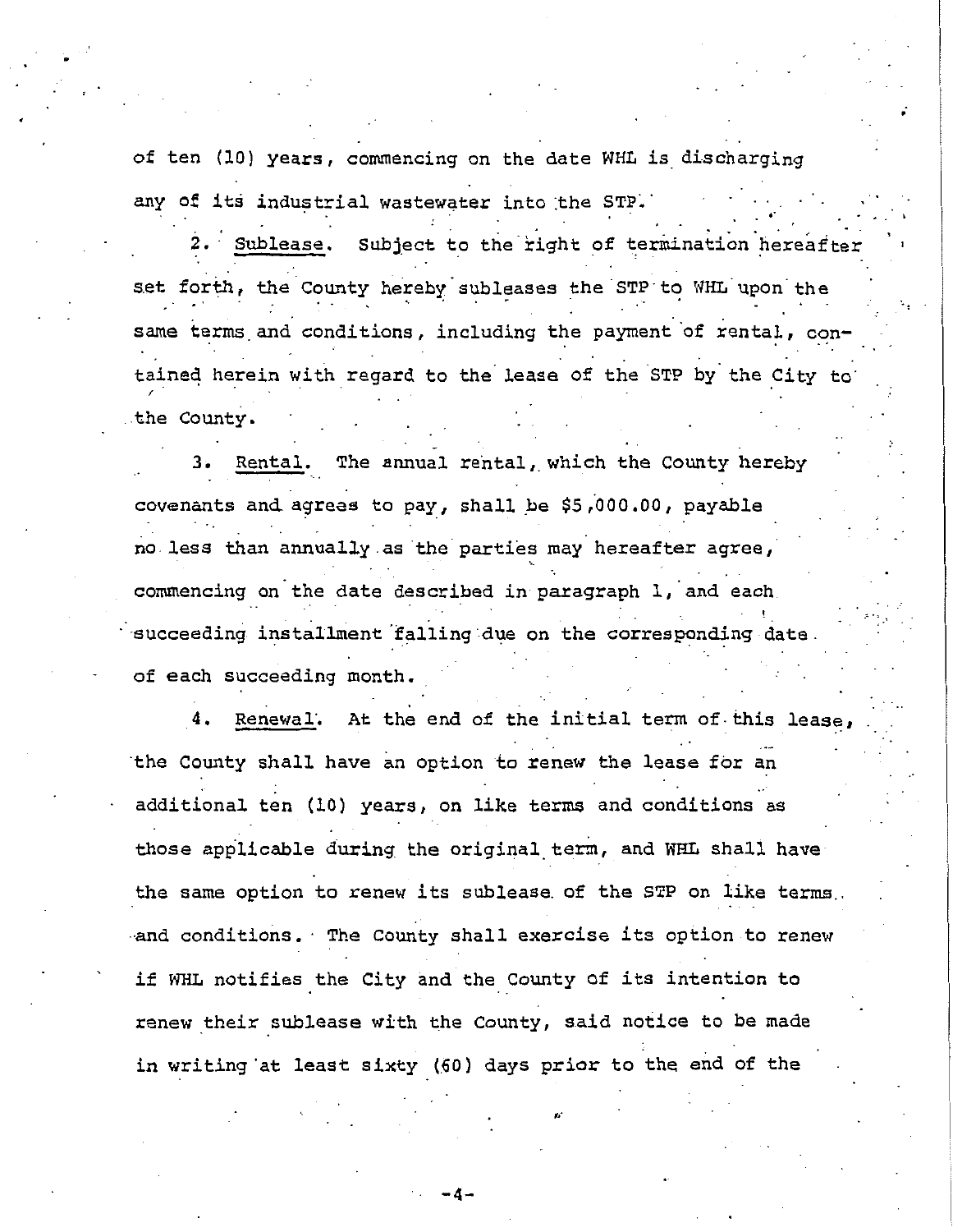of ten (10) years, commencing on the date WHL is discharging any of its industrial wastewater into the STP.

2. <u>Sublease</u>. Subject to the right of termination hereafter set forth, the County hereby subleases the STP to WHL upon the same terms and conditions, including the payment of rental, contained herein with regard to the lease of the STP by the City to the County.

3. <u>Rental</u>. The annual rental, which the County hereby covenants and agrees to pay, shall be $5,000.00, payable no less than annually as the parties may hereafter agree, commencing on the date described in paragraph 1, and each succeeding installment falling due on the corresponding date of each succeeding month.

4. <u>Renewal</u>. At the end of the initial term of this lease, the County shall have an option to renew the lease for an additional ten (10) years, on like terms and conditions as those applicable during the original term, and WHL shall have the same option to renew its sublease of the STP on like terms and conditions. The County shall exercise its option to renew if WHL notifies the City and the County of its intention to renew their sublease with the County, said notice to be made in writing at least sixty (60) days prior to the end of the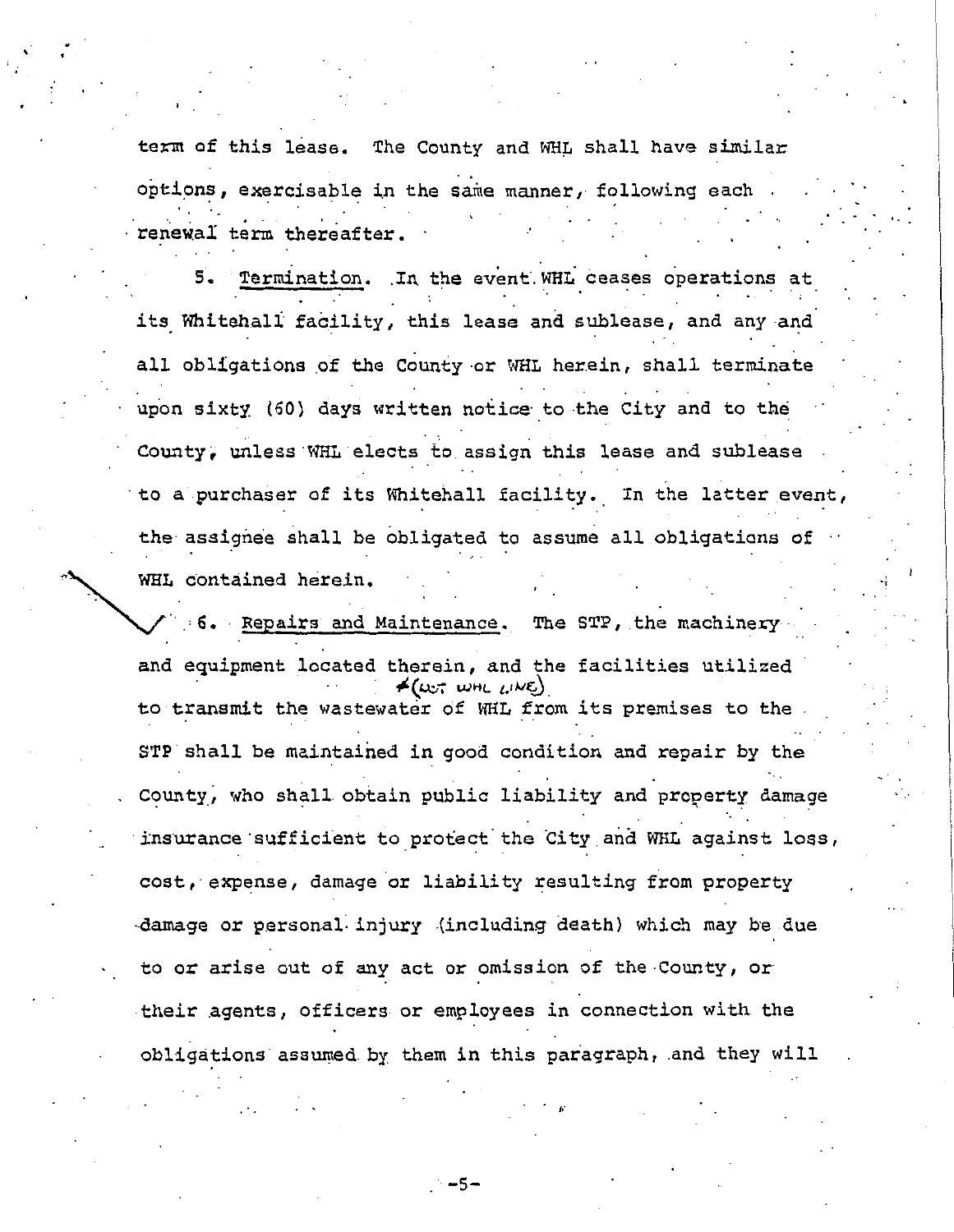term of this lease. The County and WHL shall have similar options, exercisable in the same manner, following each renewal term thereafter.

5. Termination. In the event WHL ceases operations at its Whitehall facility, this lease and sublease, and any and all obligations of the County or WHL herein, shall terminate upon sixty (60) days written notice to the City and to the County, unless WHL elects to assign this lease and sublease to a purchaser of its Whitehall facility. In the latter event, the assignee shall be obligated to assume all obligations of WHL contained herein.

6. Repairs and Maintenance. The STP, the machinery and equipment located therein, and the facilities utilized (not WHL line) to transmit the wastewater of WHL from its premises to the STP shall be maintained in good condition and repair by the County, who shall obtain public liability and property damage insurance sufficient to protect the City and WHL against loss, cost, expense, damage or liability resulting from property damage or personal injury (including death) which may be due to or arise out of any act or omission of the County, or their agents, officers or employees in connection with the obligations assumed by them in this paragraph, and they will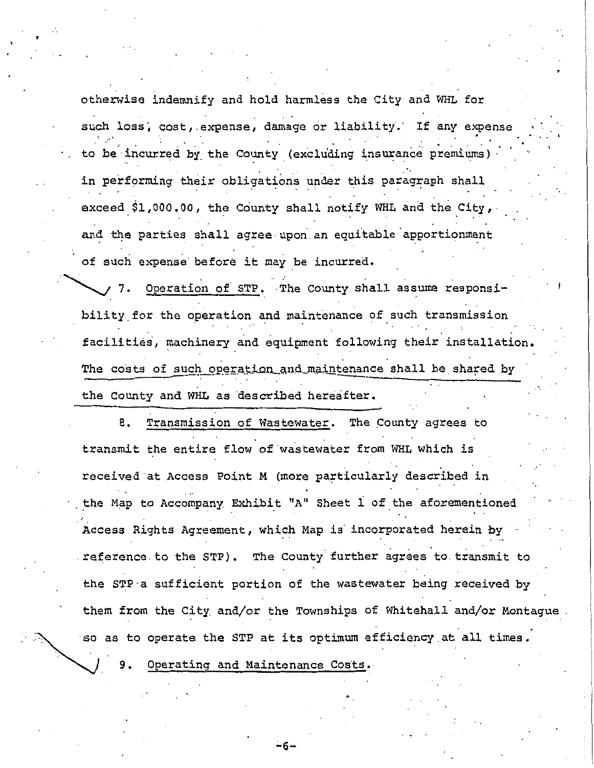otherwise indemnify and hold harmless the City and WHL for such loss, cost, expense, damage or liability. If any expense to be incurred by the County (excluding insurance premiums) in performing their obligations under this paragraph shall exceed $1,000.00, the County shall notify WHL and the City, and the parties shall agree upon an equitable apportionment of such expense before it may be incurred.

7. Operation of STP. The County shall assume responsibility for the operation and maintenance of such transmission facilities, machinery and equipment following their installation. The costs of such operation and maintenance shall be shared by the County and WHL as described hereafter.

8. Transmission of Wastewater. The County agrees to transmit the entire flow of wastewater from WHL which is received at Access Point M (more particularly described in the Map to Accompany Exhibit "A" Sheet 1 of the aforementioned Access Rights Agreement, which Map is incorporated herein by reference to the STP). The County further agrees to transmit to the STP a sufficient portion of the wastewater being received by them from the City and/or the Townships of Whitehall and/or Montague so as to operate the STP at its optimum efficiency at all times.

9. Operating and Maintenance Costs.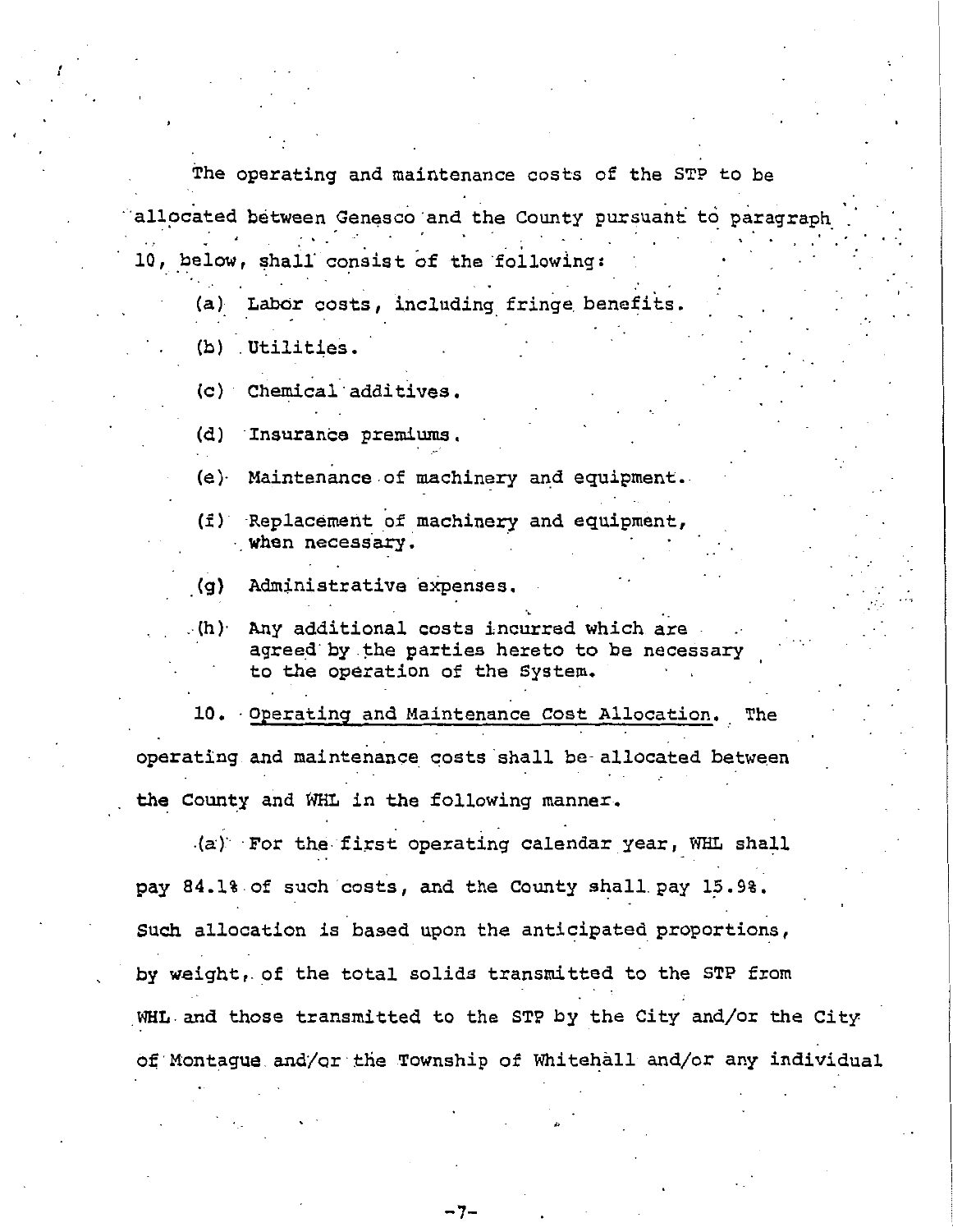The operating and maintenance costs of the STP to be allocated between Genesco and the County pursuant to paragraph 10, below, shall consist of the following:

(a) Labor costs, including fringe benefits.

(b) Utilities.

(c) Chemical additives.

(d) Insurance premiums.

(e) Maintenance of machinery and equipment.

(f) Replacement of machinery and equipment, when necessary.

(g) Administrative expenses.

(h) Any additional costs incurred which are agreed by the parties hereto to be necessary to the operation of the System.

10. Operating and Maintenance Cost Allocation. The operating and maintenance costs shall be allocated between the County and WHL in the following manner.

(a) For the first operating calendar year, WHL shall pay 84.1% of such costs, and the County shall pay 15.9%. Such allocation is based upon the anticipated proportions, by weight, of the total solids transmitted to the STP from WHL and those transmitted to the STP by the City and/or the City of Montague and/or the Township of Whitehall and/or any individual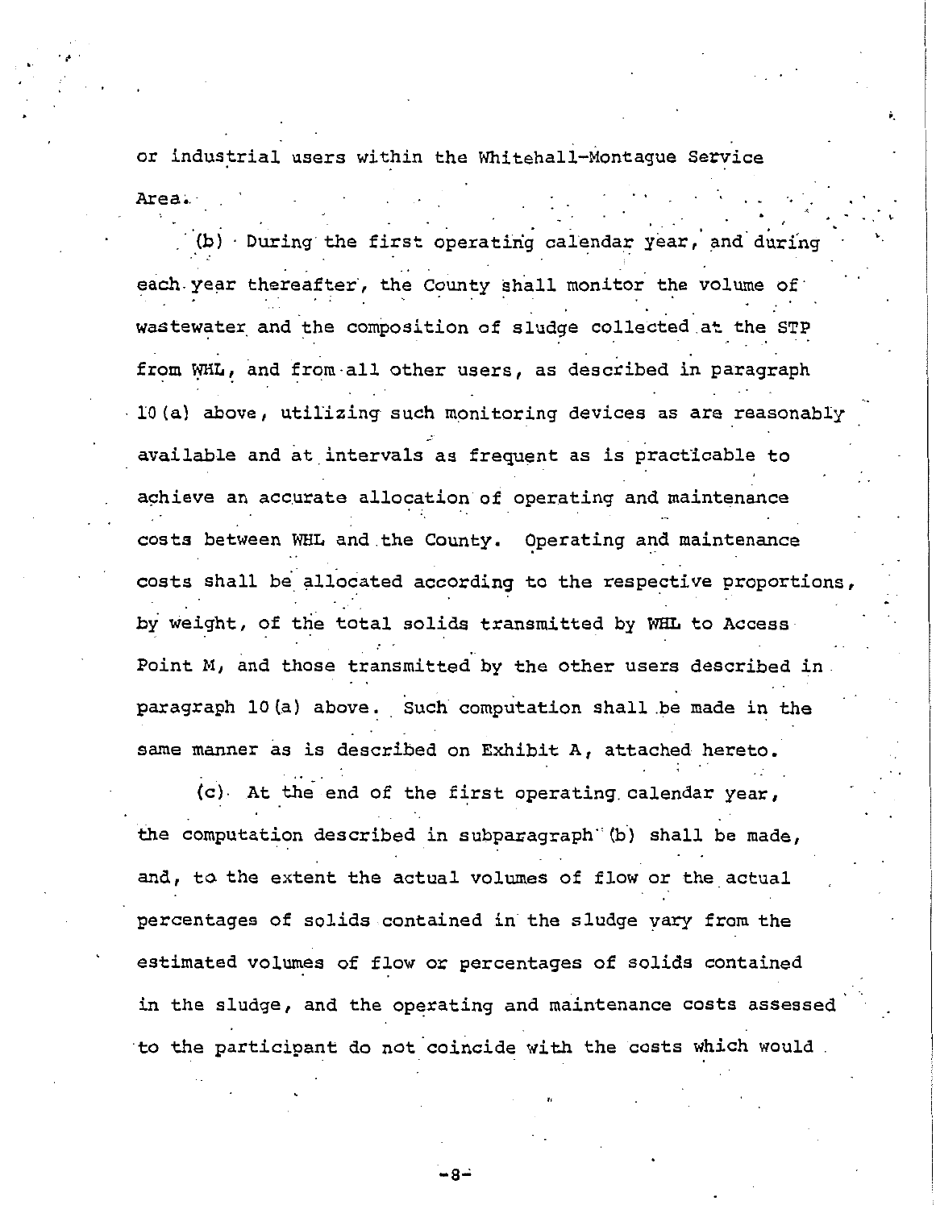or industrial users within the Whitehall-Montague Service Area.

(b) During the first operating calendar year, and during each year thereafter, the County shall monitor the volume of wastewater and the composition of sludge collected at the STP from WHL, and from all other users, as described in paragraph 10(a) above, utilizing such monitoring devices as are reasonably available and at intervals as frequent as is practicable to achieve an accurate allocation of operating and maintenance costs between WHL and the County. Operating and maintenance costs shall be allocated according to the respective proportions, by weight, of the total solids transmitted by WHL to Access Point M, and those transmitted by the other users described in paragraph 10(a) above. Such computation shall be made in the same manner as is described on Exhibit A, attached hereto.

(c) At the end of the first operating calendar year, the computation described in subparagraph (b) shall be made, and, to the extent the actual volumes of flow or the actual percentages of solids contained in the sludge vary from the estimated volumes of flow or percentages of solids contained in the sludge, and the operating and maintenance costs assessed to the participant do not coincide with the costs which would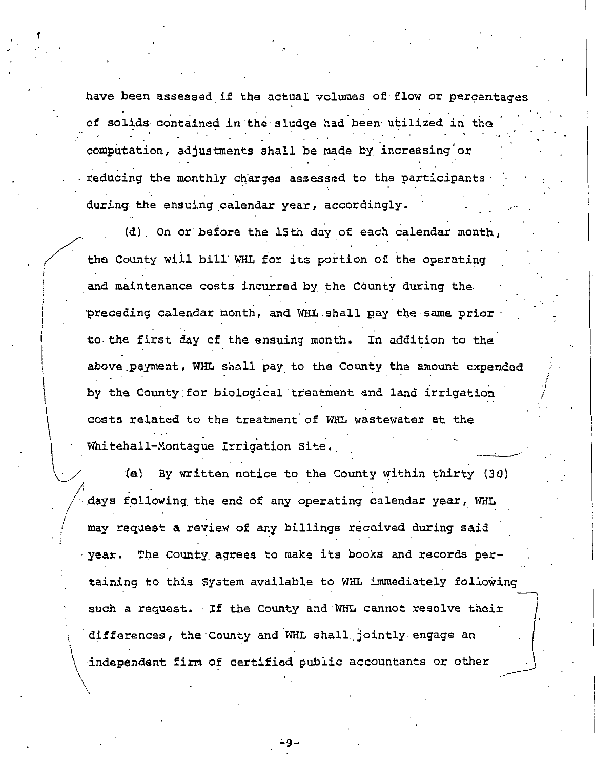have been assessed if the actual volumes of flow or percentages of solids contained in the sludge had been utilized in the computation, adjustments shall be made by increasing or reducing the monthly charges assessed to the participants during the ensuing calendar year, accordingly.

(d) On or before the 15th day of each calendar month, the County will bill WHL for its portion of the operating and maintenance costs incurred by the County during the preceding calendar month, and WHL shall pay the same prior to the first day of the ensuing month. In addition to the above payment, WHL shall pay to the County the amount expended by the County for biological treatment and land irrigation costs related to the treatment of WHL wastewater at the Whitehall-Montague Irrigation Site.

(e) By written notice to the County within thirty (30) days following the end of any operating calendar year, WHL may request a review of any billings received during said year. The County agrees to make its books and records pertaining to this System available to WHL immediately following such a request. If the County and WHL cannot resolve their differences, the County and WHL shall jointly engage an independent firm of certified public accountants or other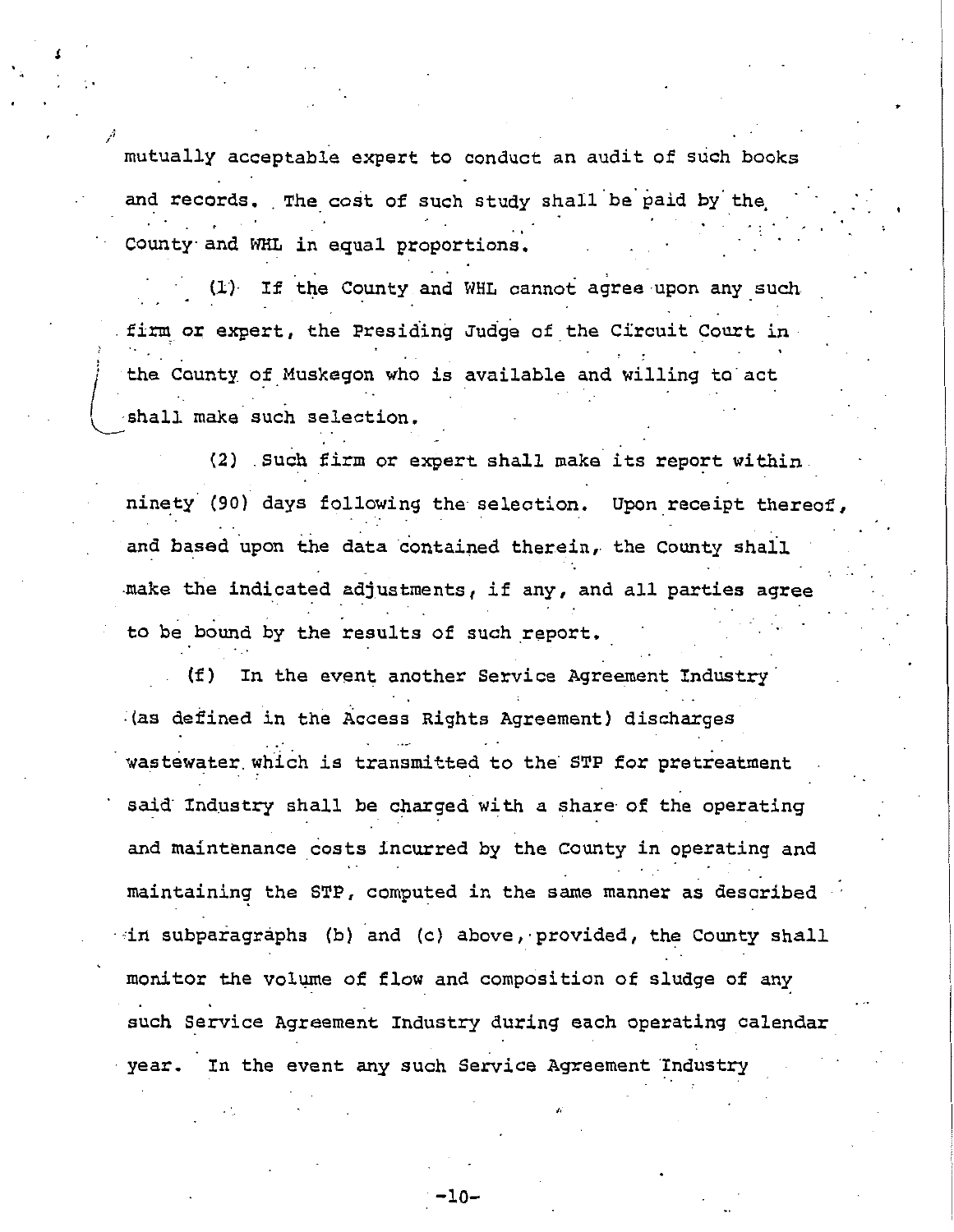mutually acceptable expert to conduct an audit of such books and records. The cost of such study shall be paid by the County and WHL in equal proportions.

(1) If the County and WHL cannot agree upon any such firm or expert, the Presiding Judge of the Circuit Court in the County of Muskegon who is available and willing to act shall make such selection.

(2) Such firm or expert shall make its report within ninety (90) days following the selection. Upon receipt thereof, and based upon the data contained therein, the County shall make the indicated adjustments, if any, and all parties agree to be bound by the results of such report.

(f) In the event another Service Agreement Industry (as defined in the Access Rights Agreement) discharges wastewater which is transmitted to the STP for pretreatment said Industry shall be charged with a share of the operating and maintenance costs incurred by the County in operating and maintaining the STP, computed in the same manner as described in subparagraphs (b) and (c) above, provided, the County shall monitor the volume of flow and composition of sludge of any such Service Agreement Industry during each operating calendar year. In the event any such Service Agreement Industry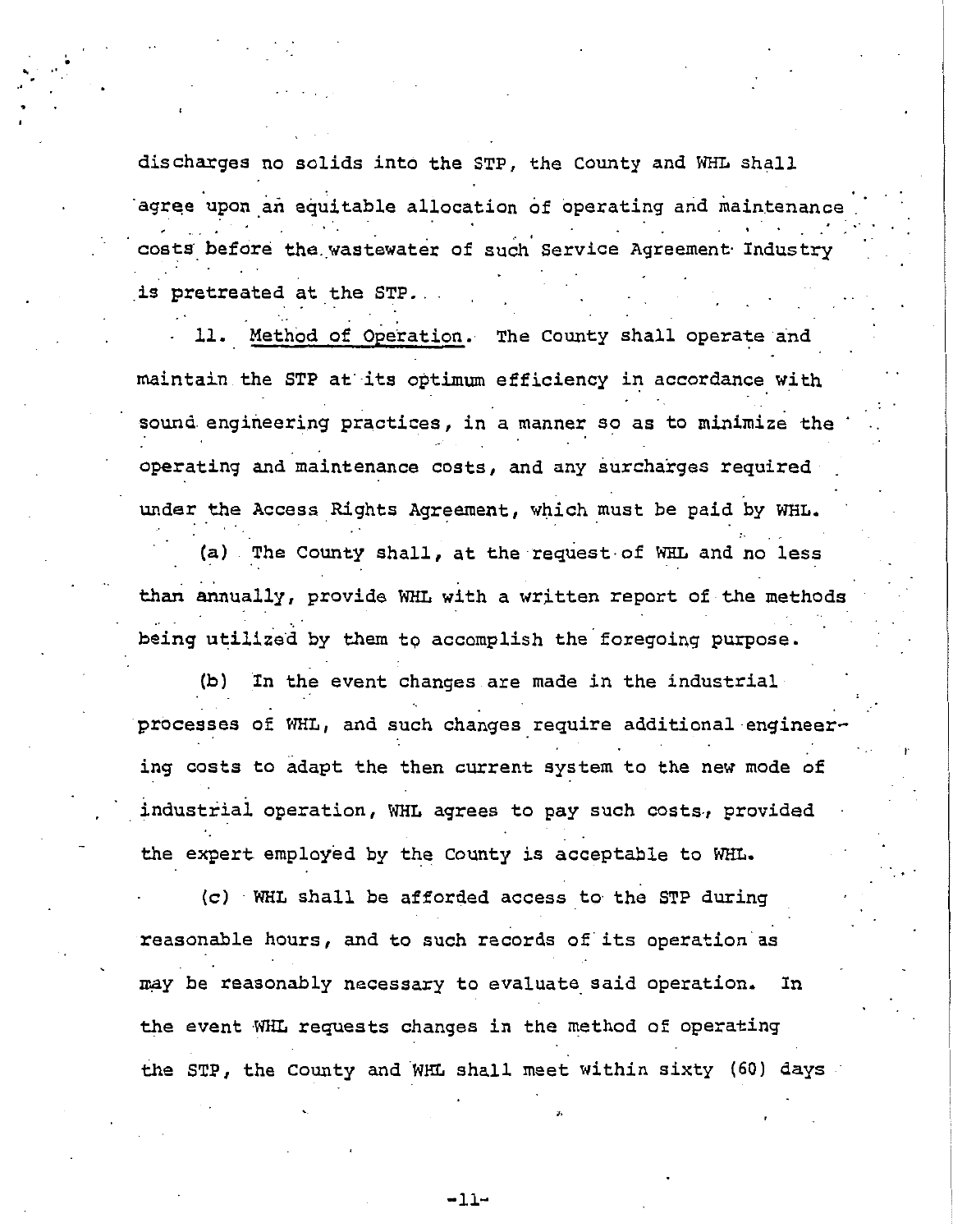discharges no solids into the STP, the County and WHL shall agree upon an equitable allocation of operating and maintenance costs before the wastewater of such Service Agreement Industry is pretreated at the STP.

11. Method of Operation. The County shall operate and maintain the STP at its optimum efficiency in accordance with sound engineering practices, in a manner so as to minimize the operating and maintenance costs, and any surcharges required under the Access Rights Agreement, which must be paid by WHL.

(a) The County shall, at the request of WHL and no less than annually, provide WHL with a written report of the methods being utilized by them to accomplish the foregoing purpose.

(b) In the event changes are made in the industrial processes of WHL, and such changes require additional engineering costs to adapt the then current system to the new mode of industrial operation, WHL agrees to pay such costs, provided the expert employed by the County is acceptable to WHL.

(c) WHL shall be afforded access to the STP during reasonable hours, and to such records of its operation as may be reasonably necessary to evaluate said operation. In the event WHL requests changes in the method of operating the STP, the County and WHL shall meet within sixty (60) days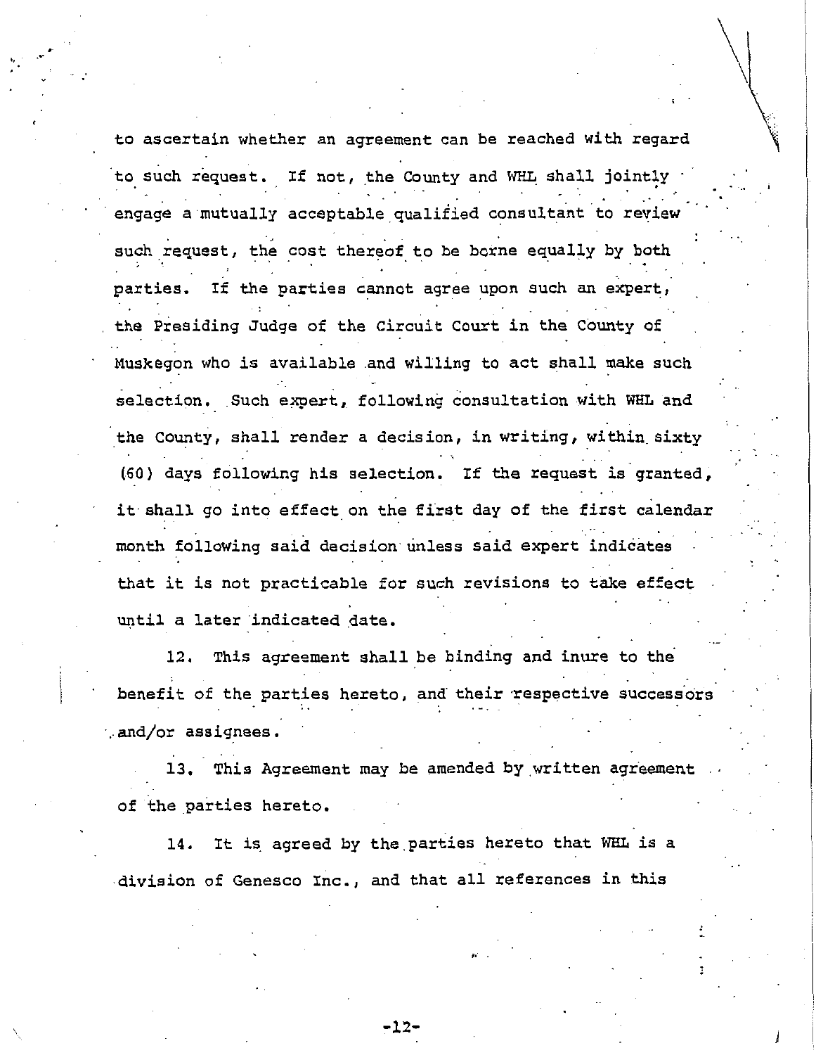to ascertain whether an agreement can be reached with regard to such request. If not, the County and WHL shall jointly engage a mutually acceptable qualified consultant to review such request, the cost thereof to be borne equally by both parties. If the parties cannot agree upon such an expert, the Presiding Judge of the Circuit Court in the County of Muskegon who is available and willing to act shall make such selection. Such expert, following consultation with WHL and the County, shall render a decision, in writing, within sixty (60) days following his selection. If the request is granted, it shall go into effect on the first day of the first calendar month following said decision unless said expert indicates that it is not practicable for such revisions to take effect until a later indicated date.

12. This agreement shall be binding and inure to the benefit of the parties hereto, and their respective successors and/or assignees.

13. This Agreement may be amended by written agreement of the parties hereto.

14. It is agreed by the parties hereto that WHL is a division of Genesco Inc., and that all references in this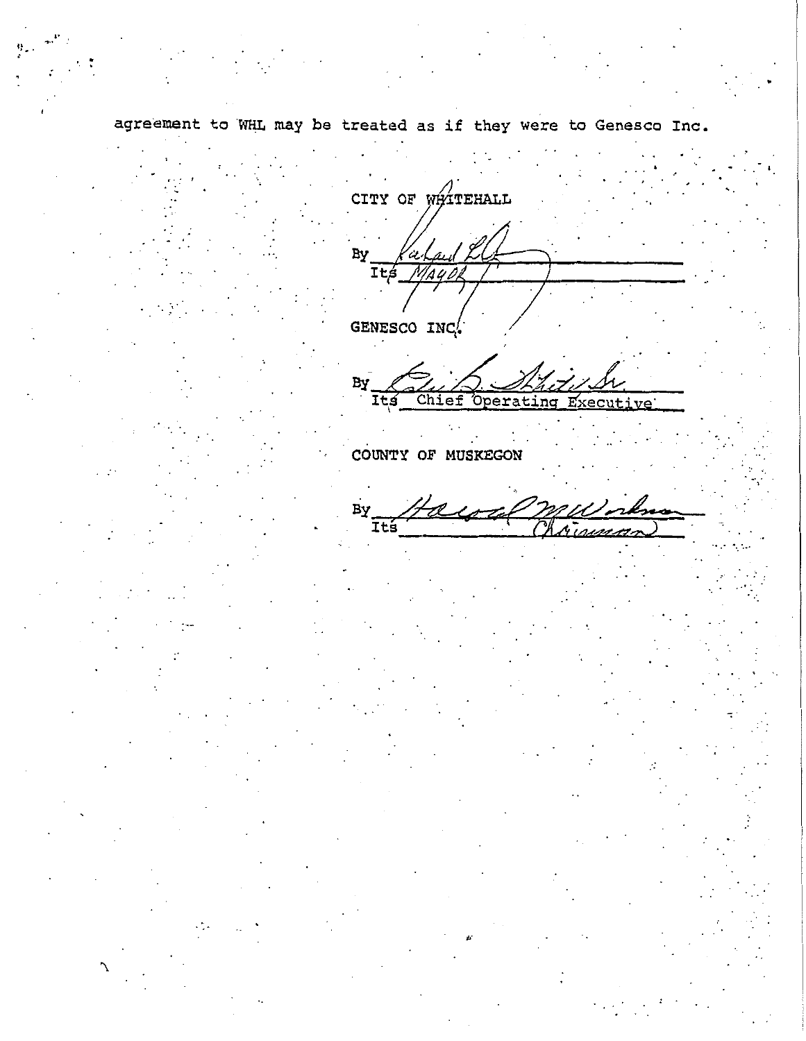agreement to WHL may be treated as if they were to Genesco Inc.

CITY OF WHITEHALL

By ______________________
Its MAYOR

GENESCO INC.

By ______________________
Its Chief Operating Executive

COUNTY OF MUSKEGON

By ______________________
Its Chairman